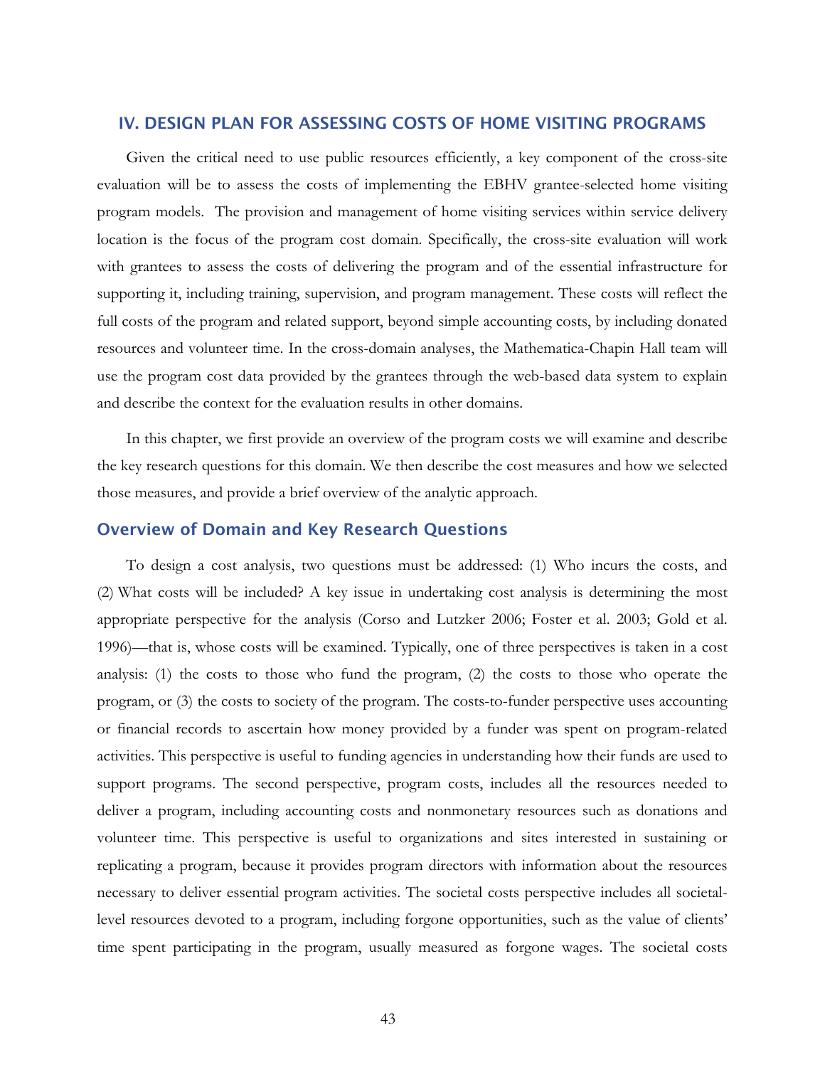## IV. DESIGN PLAN FOR ASSESSING COSTS OF HOME VISITING PROGRAMS

Given the critical need to use public resources efficiently, a key component of the cross-site evaluation will be to assess the costs of implementing the EBHV grantee-selected home visiting program models. The provision and management of home visiting services within service delivery location is the focus of the program cost domain. Specifically, the cross-site evaluation will work with grantees to assess the costs of delivering the program and of the essential infrastructure for supporting it, including training, supervision, and program management. These costs will reflect the full costs of the program and related support, beyond simple accounting costs, by including donated resources and volunteer time. In the cross-domain analyses, the Mathematica-Chapin Hall team will use the program cost data provided by the grantees through the web-based data system to explain and describe the context for the evaluation results in other domains.

In this chapter, we first provide an overview of the program costs we will examine and describe the key research questions for this domain. We then describe the cost measures and how we selected those measures, and provide a brief overview of the analytic approach.

### Overview of Domain and Key Research Questions

To design a cost analysis, two questions must be addressed: (1) Who incurs the costs, and (2) What costs will be included? A key issue in undertaking cost analysis is determining the most appropriate perspective for the analysis (Corso and Lutzker 2006; Foster et al. 2003; Gold et al. 1996)—that is, whose costs will be examined. Typically, one of three perspectives is taken in a cost analysis: (1) the costs to those who fund the program, (2) the costs to those who operate the program, or (3) the costs to society of the program. The costs-to-funder perspective uses accounting or financial records to ascertain how money provided by a funder was spent on program-related activities. This perspective is useful to funding agencies in understanding how their funds are used to support programs. The second perspective, program costs, includes all the resources needed to deliver a program, including accounting costs and nonmonetary resources such as donations and volunteer time. This perspective is useful to organizations and sites interested in sustaining or replicating a program, because it provides program directors with information about the resources necessary to deliver essential program activities. The societal costs perspective includes all societal-level resources devoted to a program, including forgone opportunities, such as the value of clients' time spent participating in the program, usually measured as forgone wages. The societal costs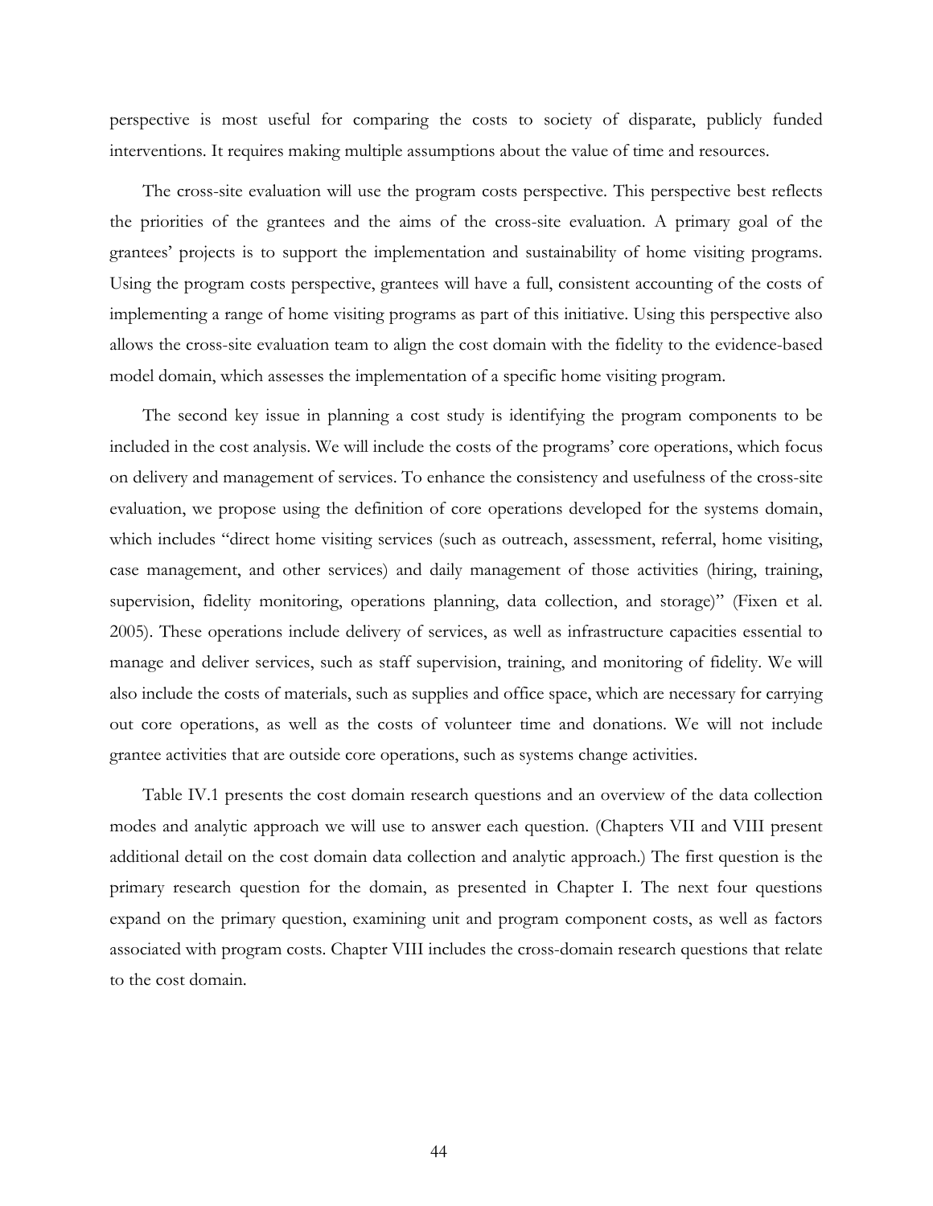perspective is most useful for comparing the costs to society of disparate, publicly funded interventions. It requires making multiple assumptions about the value of time and resources.

The cross-site evaluation will use the program costs perspective. This perspective best reflects the priorities of the grantees and the aims of the cross-site evaluation. A primary goal of the grantees' projects is to support the implementation and sustainability of home visiting programs. Using the program costs perspective, grantees will have a full, consistent accounting of the costs of implementing a range of home visiting programs as part of this initiative. Using this perspective also allows the cross-site evaluation team to align the cost domain with the fidelity to the evidence-based model domain, which assesses the implementation of a specific home visiting program.

The second key issue in planning a cost study is identifying the program components to be included in the cost analysis. We will include the costs of the programs' core operations, which focus on delivery and management of services. To enhance the consistency and usefulness of the cross-site evaluation, we propose using the definition of core operations developed for the systems domain, which includes "direct home visiting services (such as outreach, assessment, referral, home visiting, case management, and other services) and daily management of those activities (hiring, training, supervision, fidelity monitoring, operations planning, data collection, and storage)" (Fixen et al. 2005). These operations include delivery of services, as well as infrastructure capacities essential to manage and deliver services, such as staff supervision, training, and monitoring of fidelity. We will also include the costs of materials, such as supplies and office space, which are necessary for carrying out core operations, as well as the costs of volunteer time and donations. We will not include grantee activities that are outside core operations, such as systems change activities.

Table IV.1 presents the cost domain research questions and an overview of the data collection modes and analytic approach we will use to answer each question. (Chapters VII and VIII present additional detail on the cost domain data collection and analytic approach.) The first question is the primary research question for the domain, as presented in Chapter I. The next four questions expand on the primary question, examining unit and program component costs, as well as factors associated with program costs. Chapter VIII includes the cross-domain research questions that relate to the cost domain.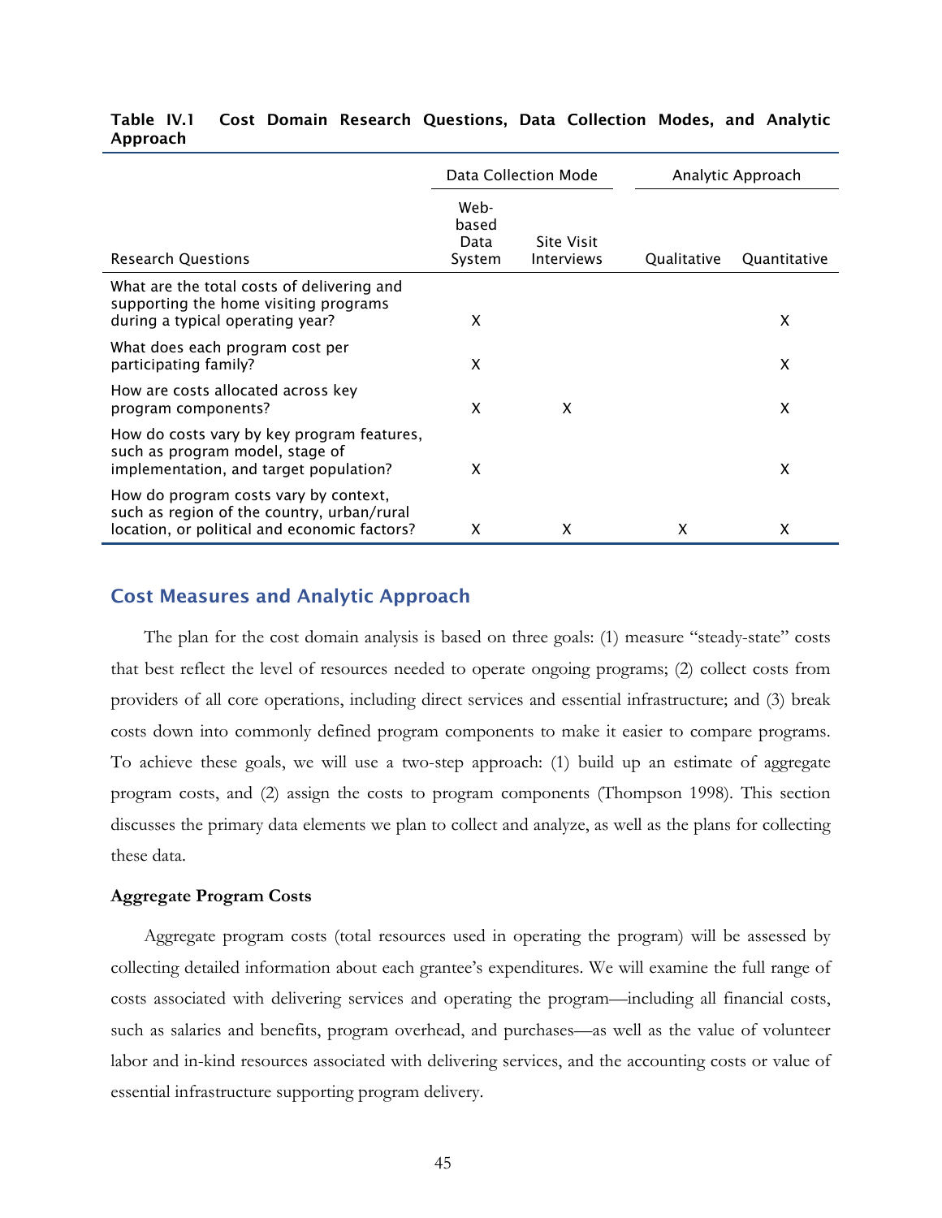**Table IV.1 Cost Domain Research Questions, Data Collection Modes, and Analytic Approach**

| | Data Collection Mode | | Analytic Approach | |
|---|---|---|---|---|
| Research Questions | Web-based Data System | Site Visit Interviews | Qualitative | Quantitative |
| What are the total costs of delivering and supporting the home visiting programs during a typical operating year? | X | | | X |
| What does each program cost per participating family? | X | | | X |
| How are costs allocated across key program components? | X | X | | X |
| How do costs vary by key program features, such as program model, stage of implementation, and target population? | X | | | X |
| How do program costs vary by context, such as region of the country, urban/rural location, or political and economic factors? | X | X | X | X |

## Cost Measures and Analytic Approach

The plan for the cost domain analysis is based on three goals: (1) measure "steady-state" costs that best reflect the level of resources needed to operate ongoing programs; (2) collect costs from providers of all core operations, including direct services and essential infrastructure; and (3) break costs down into commonly defined program components to make it easier to compare programs. To achieve these goals, we will use a two-step approach: (1) build up an estimate of aggregate program costs, and (2) assign the costs to program components (Thompson 1998). This section discusses the primary data elements we plan to collect and analyze, as well as the plans for collecting these data.

### Aggregate Program Costs

Aggregate program costs (total resources used in operating the program) will be assessed by collecting detailed information about each grantee's expenditures. We will examine the full range of costs associated with delivering services and operating the program—including all financial costs, such as salaries and benefits, program overhead, and purchases—as well as the value of volunteer labor and in-kind resources associated with delivering services, and the accounting costs or value of essential infrastructure supporting program delivery.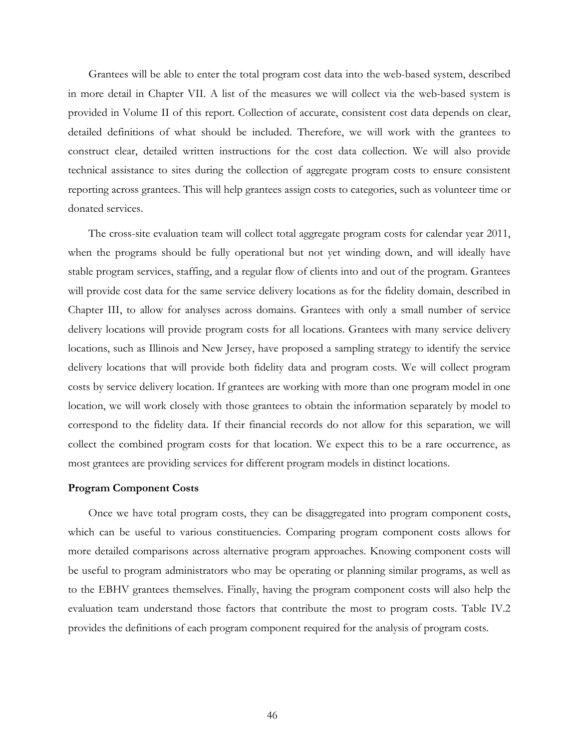Grantees will be able to enter the total program cost data into the web-based system, described in more detail in Chapter VII. A list of the measures we will collect via the web-based system is provided in Volume II of this report. Collection of accurate, consistent cost data depends on clear, detailed definitions of what should be included. Therefore, we will work with the grantees to construct clear, detailed written instructions for the cost data collection. We will also provide technical assistance to sites during the collection of aggregate program costs to ensure consistent reporting across grantees. This will help grantees assign costs to categories, such as volunteer time or donated services.

The cross-site evaluation team will collect total aggregate program costs for calendar year 2011, when the programs should be fully operational but not yet winding down, and will ideally have stable program services, staffing, and a regular flow of clients into and out of the program. Grantees will provide cost data for the same service delivery locations as for the fidelity domain, described in Chapter III, to allow for analyses across domains. Grantees with only a small number of service delivery locations will provide program costs for all locations. Grantees with many service delivery locations, such as Illinois and New Jersey, have proposed a sampling strategy to identify the service delivery locations that will provide both fidelity data and program costs. We will collect program costs by service delivery location. If grantees are working with more than one program model in one location, we will work closely with those grantees to obtain the information separately by model to correspond to the fidelity data. If their financial records do not allow for this separation, we will collect the combined program costs for that location. We expect this to be a rare occurrence, as most grantees are providing services for different program models in distinct locations.

**Program Component Costs**

Once we have total program costs, they can be disaggregated into program component costs, which can be useful to various constituencies. Comparing program component costs allows for more detailed comparisons across alternative program approaches. Knowing component costs will be useful to program administrators who may be operating or planning similar programs, as well as to the EBHV grantees themselves. Finally, having the program component costs will also help the evaluation team understand those factors that contribute the most to program costs. Table IV.2 provides the definitions of each program component required for the analysis of program costs.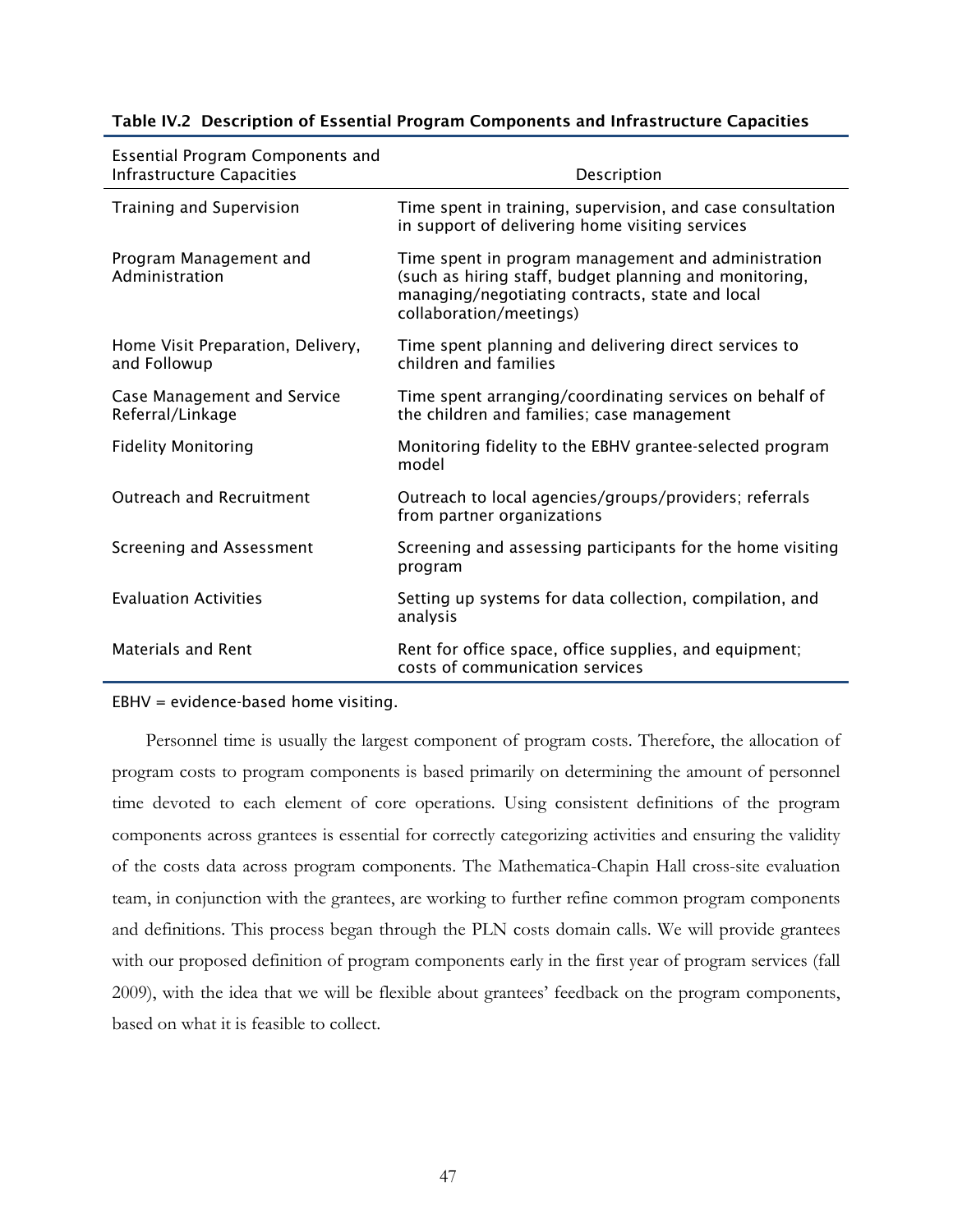**Table IV.2 Description of Essential Program Components and Infrastructure Capacities**

| Essential Program Components and Infrastructure Capacities | Description |
|---|---|
| Training and Supervision | Time spent in training, supervision, and case consultation in support of delivering home visiting services |
| Program Management and Administration | Time spent in program management and administration (such as hiring staff, budget planning and monitoring, managing/negotiating contracts, state and local collaboration/meetings) |
| Home Visit Preparation, Delivery, and Followup | Time spent planning and delivering direct services to children and families |
| Case Management and Service Referral/Linkage | Time spent arranging/coordinating services on behalf of the children and families; case management |
| Fidelity Monitoring | Monitoring fidelity to the EBHV grantee-selected program model |
| Outreach and Recruitment | Outreach to local agencies/groups/providers; referrals from partner organizations |
| Screening and Assessment | Screening and assessing participants for the home visiting program |
| Evaluation Activities | Setting up systems for data collection, compilation, and analysis |
| Materials and Rent | Rent for office space, office supplies, and equipment; costs of communication services |

EBHV = evidence-based home visiting.

Personnel time is usually the largest component of program costs. Therefore, the allocation of program costs to program components is based primarily on determining the amount of personnel time devoted to each element of core operations. Using consistent definitions of the program components across grantees is essential for correctly categorizing activities and ensuring the validity of the costs data across program components. The Mathematica-Chapin Hall cross-site evaluation team, in conjunction with the grantees, are working to further refine common program components and definitions. This process began through the PLN costs domain calls. We will provide grantees with our proposed definition of program components early in the first year of program services (fall 2009), with the idea that we will be flexible about grantees' feedback on the program components, based on what it is feasible to collect.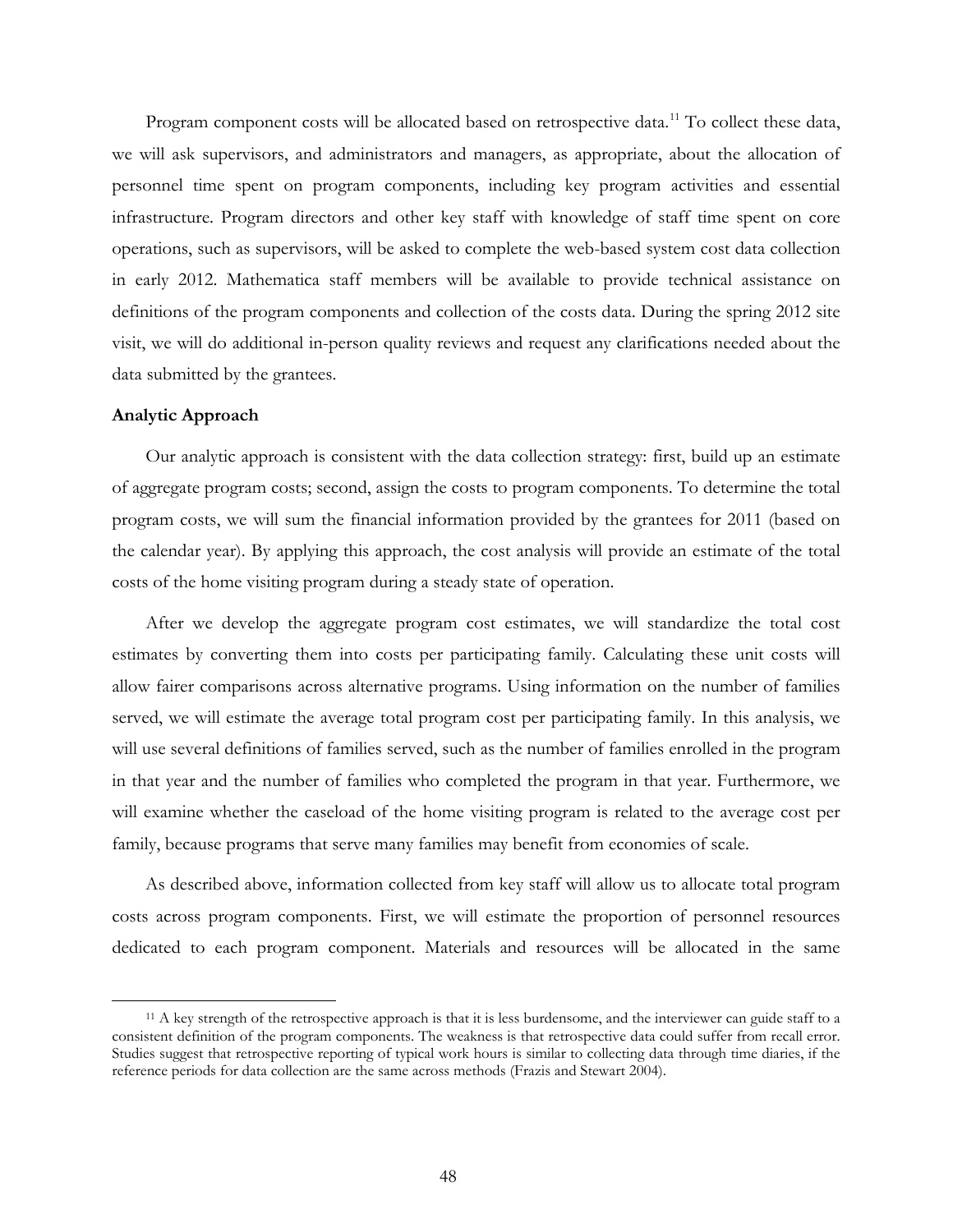Program component costs will be allocated based on retrospective data.[11] To collect these data, we will ask supervisors, and administrators and managers, as appropriate, about the allocation of personnel time spent on program components, including key program activities and essential infrastructure. Program directors and other key staff with knowledge of staff time spent on core operations, such as supervisors, will be asked to complete the web-based system cost data collection in early 2012. Mathematica staff members will be available to provide technical assistance on definitions of the program components and collection of the costs data. During the spring 2012 site visit, we will do additional in-person quality reviews and request any clarifications needed about the data submitted by the grantees.

**Analytic Approach**

Our analytic approach is consistent with the data collection strategy: first, build up an estimate of aggregate program costs; second, assign the costs to program components. To determine the total program costs, we will sum the financial information provided by the grantees for 2011 (based on the calendar year). By applying this approach, the cost analysis will provide an estimate of the total costs of the home visiting program during a steady state of operation.

After we develop the aggregate program cost estimates, we will standardize the total cost estimates by converting them into costs per participating family. Calculating these unit costs will allow fairer comparisons across alternative programs. Using information on the number of families served, we will estimate the average total program cost per participating family. In this analysis, we will use several definitions of families served, such as the number of families enrolled in the program in that year and the number of families who completed the program in that year. Furthermore, we will examine whether the caseload of the home visiting program is related to the average cost per family, because programs that serve many families may benefit from economies of scale.

As described above, information collected from key staff will allow us to allocate total program costs across program components. First, we will estimate the proportion of personnel resources dedicated to each program component. Materials and resources will be allocated in the same

[11] A key strength of the retrospective approach is that it is less burdensome, and the interviewer can guide staff to a consistent definition of the program components. The weakness is that retrospective data could suffer from recall error. Studies suggest that retrospective reporting of typical work hours is similar to collecting data through time diaries, if the reference periods for data collection are the same across methods (Frazis and Stewart 2004).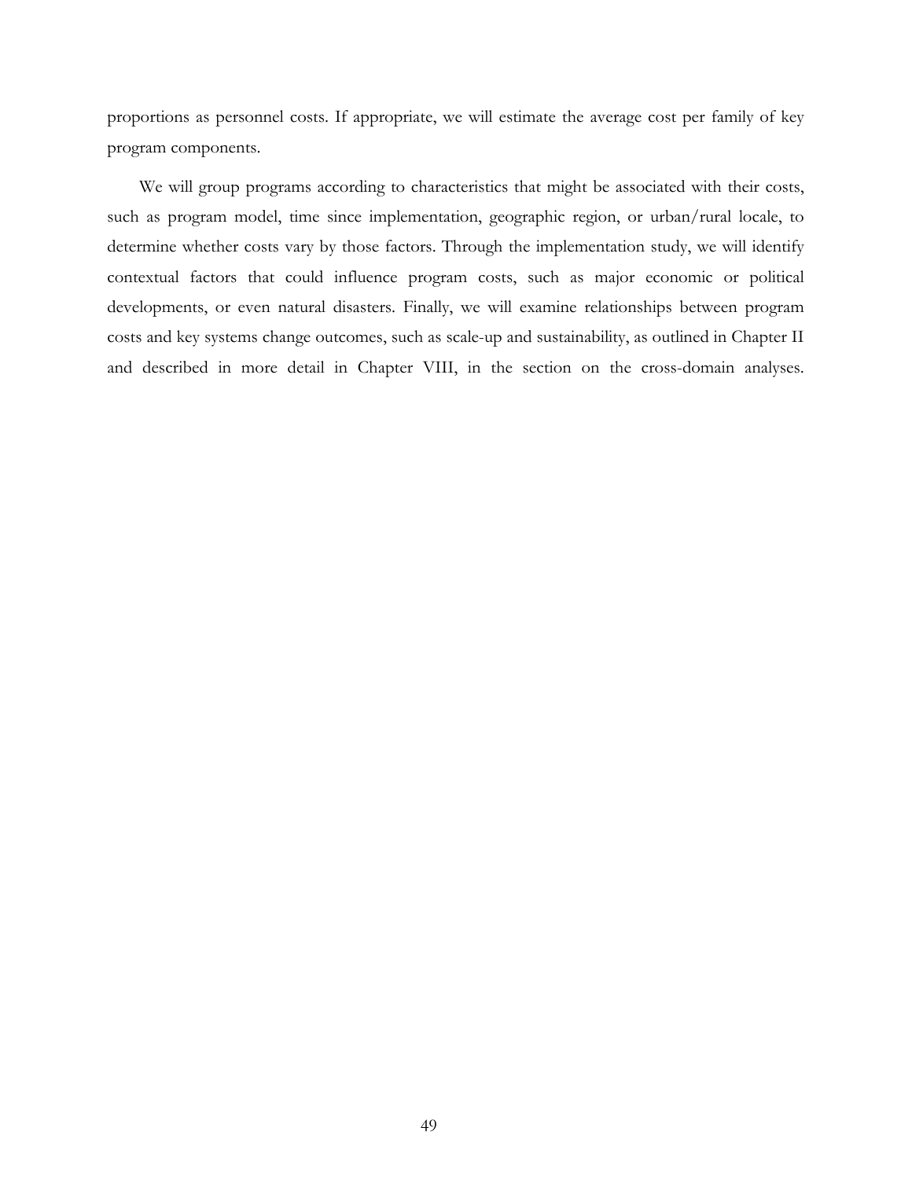proportions as personnel costs. If appropriate, we will estimate the average cost per family of key program components.

We will group programs according to characteristics that might be associated with their costs, such as program model, time since implementation, geographic region, or urban/rural locale, to determine whether costs vary by those factors. Through the implementation study, we will identify contextual factors that could influence program costs, such as major economic or political developments, or even natural disasters. Finally, we will examine relationships between program costs and key systems change outcomes, such as scale-up and sustainability, as outlined in Chapter II and described in more detail in Chapter VIII, in the section on the cross-domain analyses.